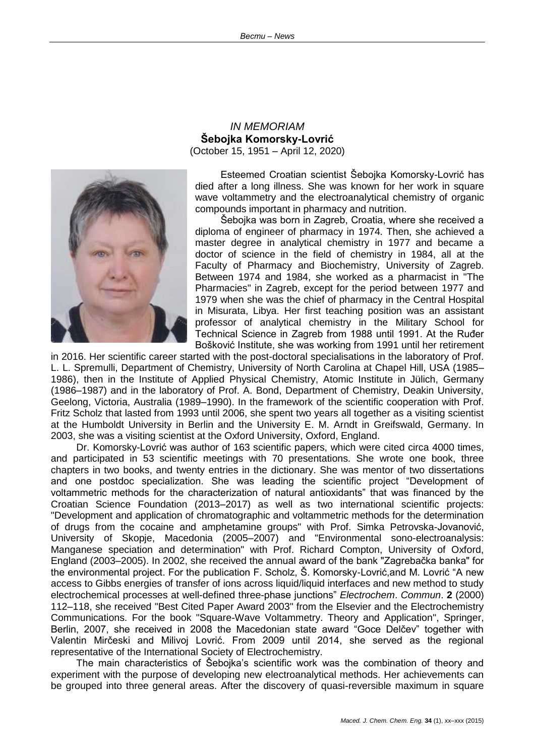*IN MEMORIAM*
**Šebojka Komorsky-Lovrić**
(October 15, 1951 – April 12, 2020)

Esteemed Croatian scientist Šebojka Komorsky-Lovrić has died after a long illness. She was known for her work in square wave voltammetry and the electroanalytical chemistry of organic compounds important in pharmacy and nutrition.

Šebojka was born in Zagreb, Croatia, where she received a diploma of engineer of pharmacy in 1974. Then, she achieved a master degree in analytical chemistry in 1977 and became a doctor of science in the field of chemistry in 1984, all at the Faculty of Pharmacy and Biochemistry, University of Zagreb. Between 1974 and 1984, she worked as a pharmacist in "The Pharmacies" in Zagreb, except for the period between 1977 and 1979 when she was the chief of pharmacy in the Central Hospital in Misurata, Libya. Her first teaching position was an assistant professor of analytical chemistry in the Military School for Technical Science in Zagreb from 1988 until 1991. At the Ruđer Bošković Institute, she was working from 1991 until her retirement in 2016. Her scientific career started with the post-doctoral specialisations in the laboratory of Prof. L. L. Spremulli, Department of Chemistry, University of North Carolina at Chapel Hill, USA (1985–1986), then in the Institute of Applied Physical Chemistry, Atomic Institute in Jülich, Germany (1986–1987) and in the laboratory of Prof. A. Bond, Department of Chemistry, Deakin University, Geelong, Victoria, Australia (1989–1990). In the framework of the scientific cooperation with Prof. Fritz Scholz that lasted from 1993 until 2006, she spent two years all together as a visiting scientist at the Humboldt University in Berlin and the University E. M. Arndt in Greifswald, Germany. In 2003, she was a visiting scientist at the Oxford University, Oxford, England.

Dr. Komorsky-Lovrić was author of 163 scientific papers, which were cited circa 4000 times, and participated in 53 scientific meetings with 70 presentations. She wrote one book, three chapters in two books, and twenty entries in the dictionary. She was mentor of two dissertations and one postdoc specialization. She was leading the scientific project "Development of voltammetric methods for the characterization of natural antioxidants" that was financed by the Croatian Science Foundation (2013–2017) as well as two international scientific projects: "Development and application of chromatographic and voltammetric methods for the determination of drugs from the cocaine and amphetamine groups" with Prof. Simka Petrovska-Jovanović, University of Skopje, Macedonia (2005–2007) and "Environmental sono-electroanalysis: Manganese speciation and determination" with Prof. Richard Compton, University of Oxford, England (2003–2005). In 2002, she received the annual award of the bank "Zagrebačka banka" for the environmental project. For the publication F. Scholz, Š. Komorsky-Lovrić,and M. Lovrić "A new access to Gibbs energies of transfer of ions across liquid/liquid interfaces and new method to study electrochemical processes at well-defined three-phase junctions" *Electrochem*. *Commun*. **2** (2000) 112–118, she received "Best Cited Paper Award 2003" from the Elsevier and the Electrochemistry Communications. For the book "Square-Wave Voltammetry. Theory and Application", Springer, Berlin, 2007, she received in 2008 the Macedonian state award "Goce Delčev" together with Valentin Mirčeski and Milivoj Lovrić. From 2009 until 2014, she served as the regional representative of the International Society of Electrochemistry.

The main characteristics of Šebojka's scientific work was the combination of theory and experiment with the purpose of developing new electroanalytical methods. Her achievements can be grouped into three general areas. After the discovery of quasi-reversible maximum in square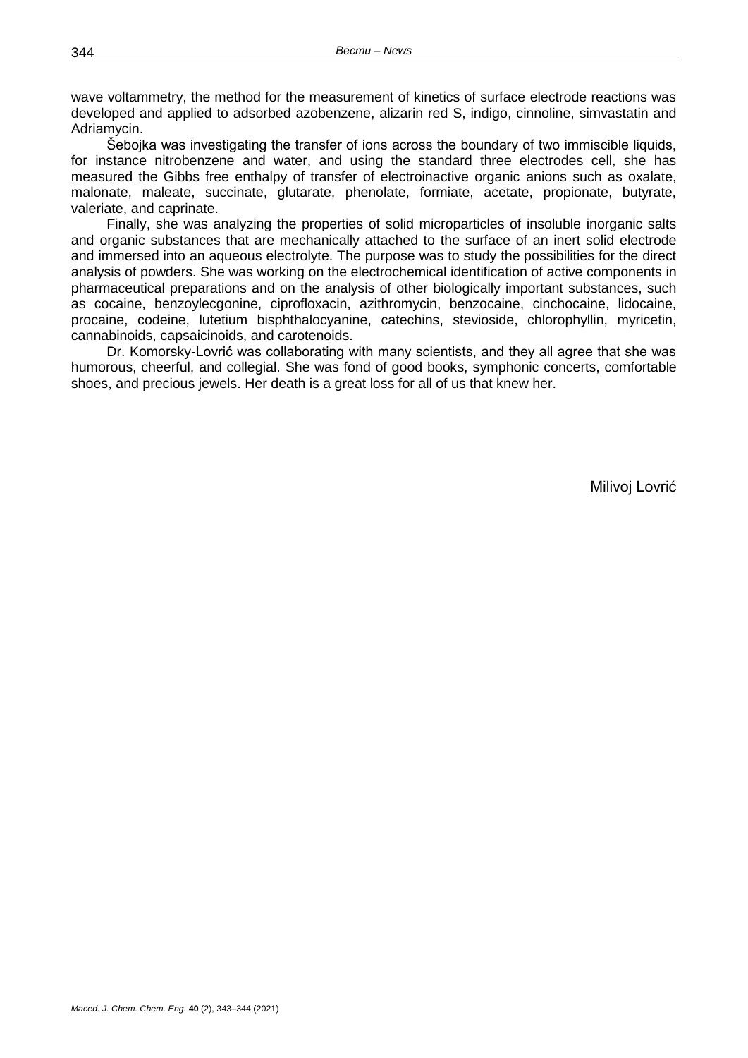wave voltammetry, the method for the measurement of kinetics of surface electrode reactions was developed and applied to adsorbed azobenzene, alizarin red S, indigo, cinnoline, simvastatin and Adriamycin.

Šebojka was investigating the transfer of ions across the boundary of two immiscible liquids, for instance nitrobenzene and water, and using the standard three electrodes cell, she has measured the Gibbs free enthalpy of transfer of electroinactive organic anions such as oxalate, malonate, maleate, succinate, glutarate, phenolate, formiate, acetate, propionate, butyrate, valeriate, and caprinate.

Finally, she was analyzing the properties of solid microparticles of insoluble inorganic salts and organic substances that are mechanically attached to the surface of an inert solid electrode and immersed into an aqueous electrolyte. The purpose was to study the possibilities for the direct analysis of powders. She was working on the electrochemical identification of active components in pharmaceutical preparations and on the analysis of other biologically important substances, such as cocaine, benzoylecgonine, ciprofloxacin, azithromycin, benzocaine, cinchocaine, lidocaine, procaine, codeine, lutetium bisphthalocyanine, catechins, stevioside, chlorophyllin, myricetin, cannabinoids, capsaicinoids, and carotenoids.

Dr. Komorsky-Lovrić was collaborating with many scientists, and they all agree that she was humorous, cheerful, and collegial. She was fond of good books, symphonic concerts, comfortable shoes, and precious jewels. Her death is a great loss for all of us that knew her.

Milivoj Lovrić